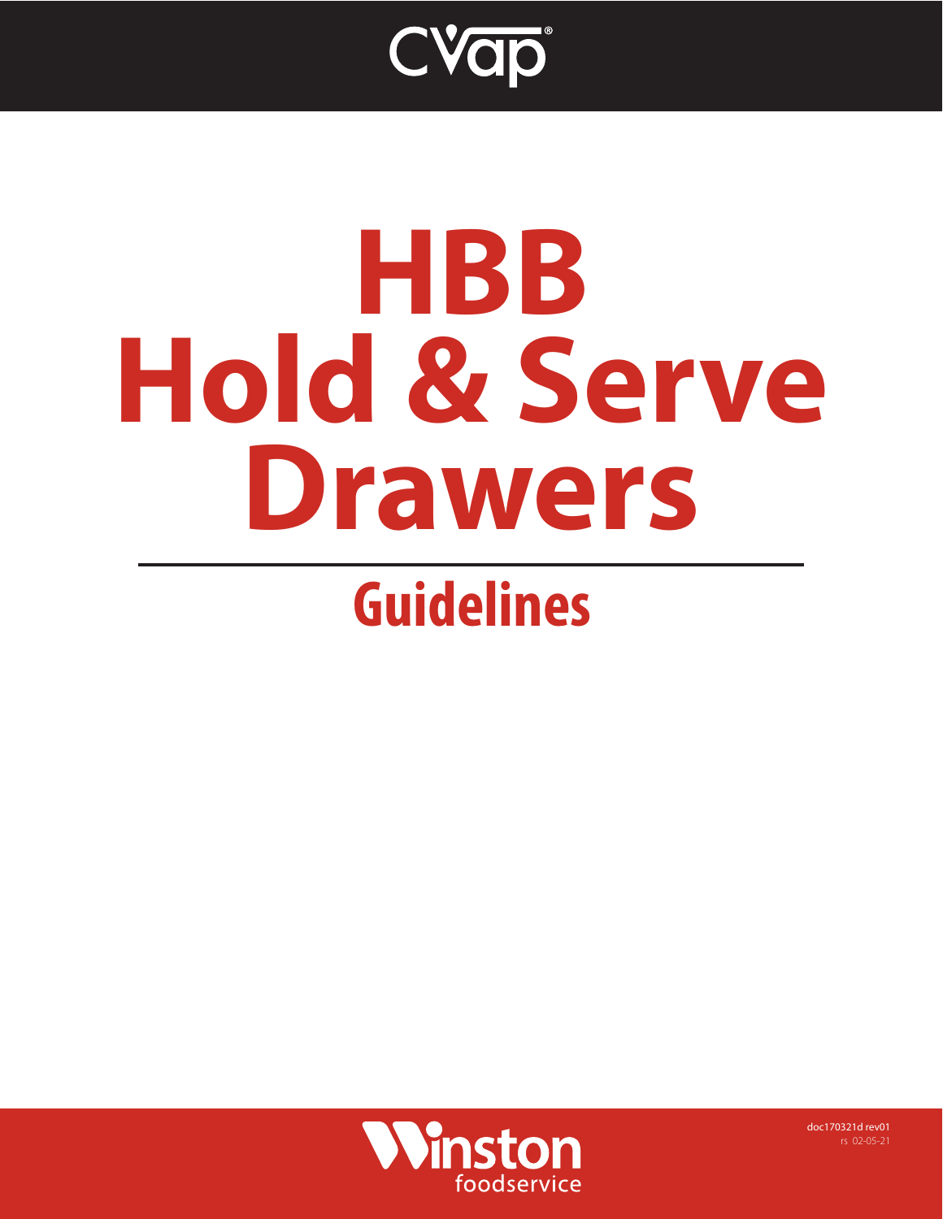CVap®

# HBB Hold & Serve Drawers

## Guidelines

Winston foodservice

doc170321d rev01
rs 02-05-21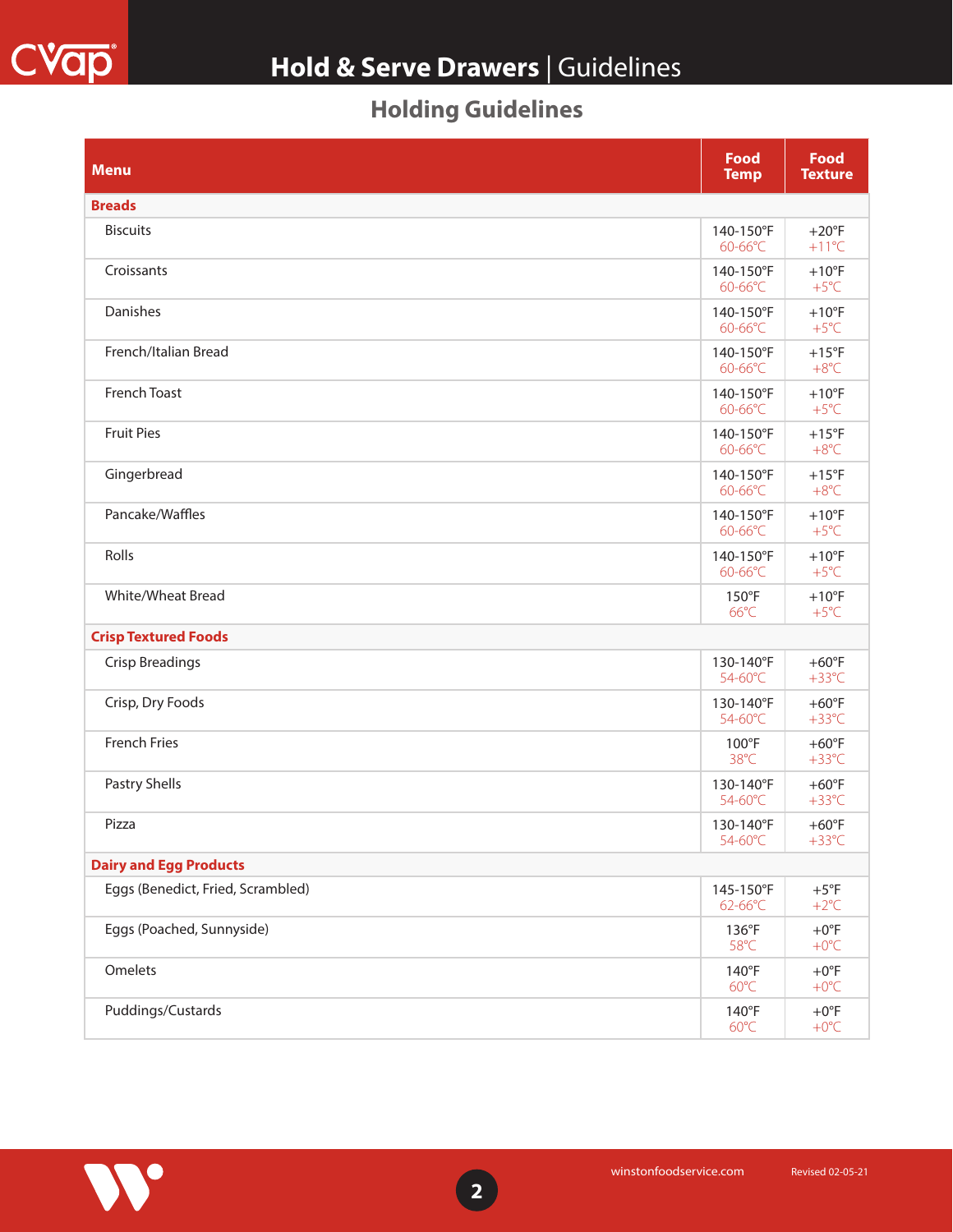# Hold & Serve Drawers | Guidelines

## Holding Guidelines

| Menu | Food Temp | Food Texture |
|---|---|---|
| **Breads** | | |
| Biscuits | 140-150°F 60-66°C | +20°F +11°C |
| Croissants | 140-150°F 60-66°C | +10°F +5°C |
| Danishes | 140-150°F 60-66°C | +10°F +5°C |
| French/Italian Bread | 140-150°F 60-66°C | +15°F +8°C |
| French Toast | 140-150°F 60-66°C | +10°F +5°C |
| Fruit Pies | 140-150°F 60-66°C | +15°F +8°C |
| Gingerbread | 140-150°F 60-66°C | +15°F +8°C |
| Pancake/Waffles | 140-150°F 60-66°C | +10°F +5°C |
| Rolls | 140-150°F 60-66°C | +10°F +5°C |
| White/Wheat Bread | 150°F 66°C | +10°F +5°C |
| **Crisp Textured Foods** | | |
| Crisp Breadings | 130-140°F 54-60°C | +60°F +33°C |
| Crisp, Dry Foods | 130-140°F 54-60°C | +60°F +33°C |
| French Fries | 100°F 38°C | +60°F +33°C |
| Pastry Shells | 130-140°F 54-60°C | +60°F +33°C |
| Pizza | 130-140°F 54-60°C | +60°F +33°C |
| **Dairy and Egg Products** | | |
| Eggs (Benedict, Fried, Scrambled) | 145-150°F 62-66°C | +5°F +2°C |
| Eggs (Poached, Sunnyside) | 136°F 58°C | +0°F +0°C |
| Omelets | 140°F 60°C | +0°F +0°C |
| Puddings/Custards | 140°F 60°C | +0°F +0°C |

winstonfoodservice.com Revised 02-05-21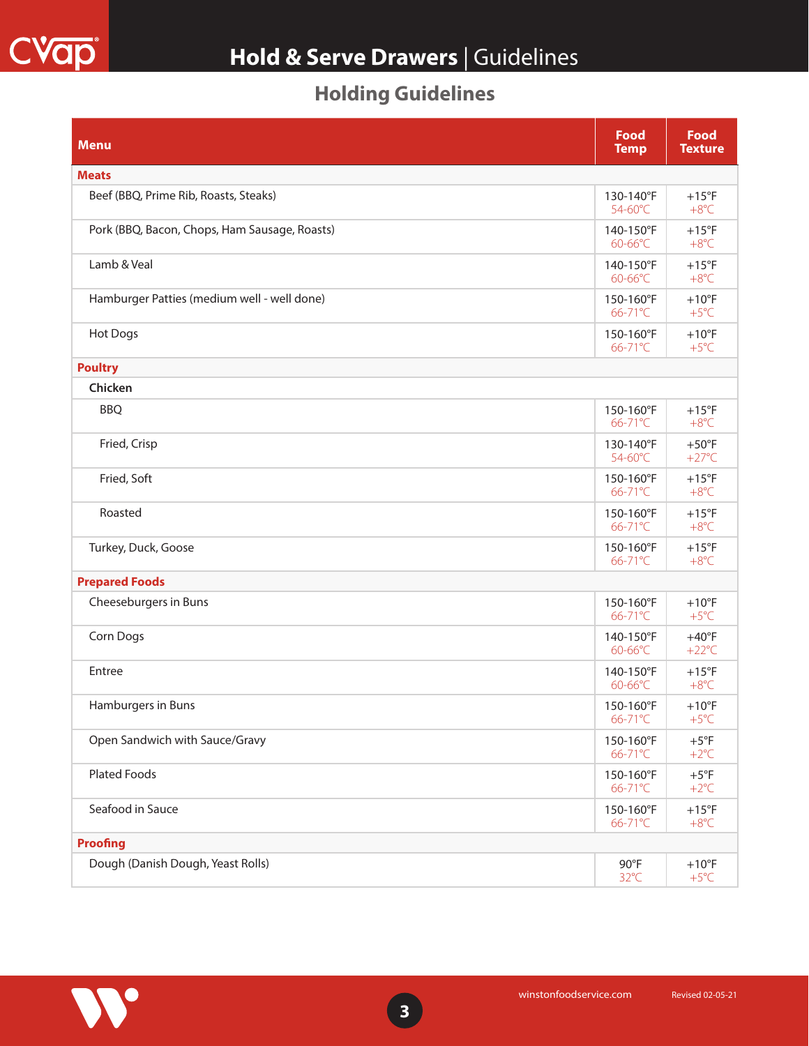## Holding Guidelines

| Menu | Food Temp | Food Texture |
|---|---|---|
| **Meats** | | |
| Beef (BBQ, Prime Rib, Roasts, Steaks) | 130-140°F 54-60°C | +15°F +8°C |
| Pork (BBQ, Bacon, Chops, Ham Sausage, Roasts) | 140-150°F 60-66°C | +15°F +8°C |
| Lamb & Veal | 140-150°F 60-66°C | +15°F +8°C |
| Hamburger Patties (medium well - well done) | 150-160°F 66-71°C | +10°F +5°C |
| Hot Dogs | 150-160°F 66-71°C | +10°F +5°C |
| **Poultry** | | |
| **Chicken** | | |
| BBQ | 150-160°F 66-71°C | +15°F +8°C |
| Fried, Crisp | 130-140°F 54-60°C | +50°F +27°C |
| Fried, Soft | 150-160°F 66-71°C | +15°F +8°C |
| Roasted | 150-160°F 66-71°C | +15°F +8°C |
| Turkey, Duck, Goose | 150-160°F 66-71°C | +15°F +8°C |
| **Prepared Foods** | | |
| Cheeseburgers in Buns | 150-160°F 66-71°C | +10°F +5°C |
| Corn Dogs | 140-150°F 60-66°C | +40°F +22°C |
| Entree | 140-150°F 60-66°C | +15°F +8°C |
| Hamburgers in Buns | 150-160°F 66-71°C | +10°F +5°C |
| Open Sandwich with Sauce/Gravy | 150-160°F 66-71°C | +5°F +2°C |
| Plated Foods | 150-160°F 66-71°C | +5°F +2°C |
| Seafood in Sauce | 150-160°F 66-71°C | +15°F +8°C |
| **Proofing** | | |
| Dough (Danish Dough, Yeast Rolls) | 90°F 32°C | +10°F +5°C |

winstonfoodservice.com

Revised 02-05-21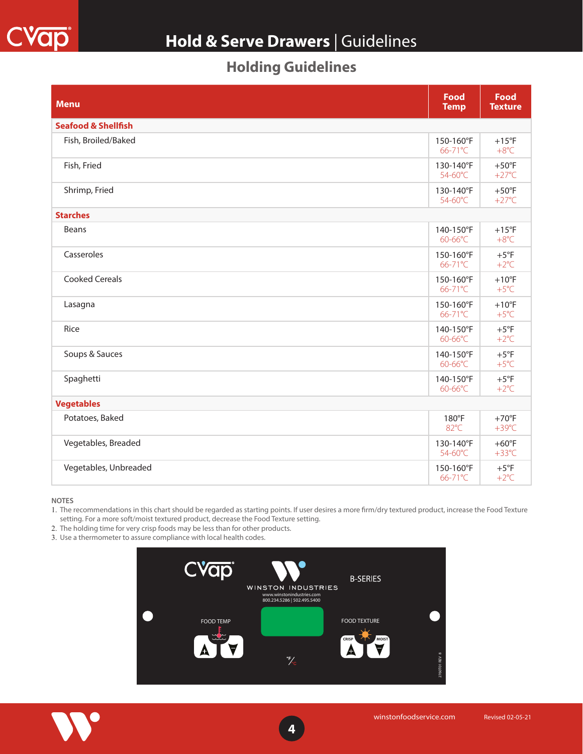# Hold & Serve Drawers | Guidelines

## Holding Guidelines

| Menu | Food Temp | Food Texture |
|---|---|---|
| **Seafood & Shellfish** | | |
| Fish, Broiled/Baked | 150-160°F 66-71°C | +15°F +8°C |
| Fish, Fried | 130-140°F 54-60°C | +50°F +27°C |
| Shrimp, Fried | 130-140°F 54-60°C | +50°F +27°C |
| **Starches** | | |
| Beans | 140-150°F 60-66°C | +15°F +8°C |
| Casseroles | 150-160°F 66-71°C | +5°F +2°C |
| Cooked Cereals | 150-160°F 66-71°C | +10°F +5°C |
| Lasagna | 150-160°F 66-71°C | +10°F +5°C |
| Rice | 140-150°F 60-66°C | +5°F +2°C |
| Soups & Sauces | 140-150°F 60-66°C | +5°F +5°C |
| Spaghetti | 140-150°F 60-66°C | +5°F +2°C |
| **Vegetables** | | |
| Potatoes, Baked | 180°F 82°C | +70°F +39°C |
| Vegetables, Breaded | 130-140°F 54-60°C | +60°F +33°C |
| Vegetables, Unbreaded | 150-160°F 66-71°C | +5°F +2°C |

**NOTES**

1. The recommendations in this chart should be regarded as starting points. If user desires a more firm/dry textured product, increase the Food Texture setting. For a more soft/moist textured product, decrease the Food Texture setting.
2. The holding time for very crisp foods may be less than for other products.
3. Use a thermometer to assure compliance with local health codes.

CVap

WINSTON INDUSTRIES
www.winstonindustries.com
800.234.5286 | 502.495.5400

B-SERIES

FOOD TEMP

FOOD TEXTURE

CRISP

MOIST

°F/°C

2760T01 REV 8

winstonfoodservice.com

Revised 02-05-21